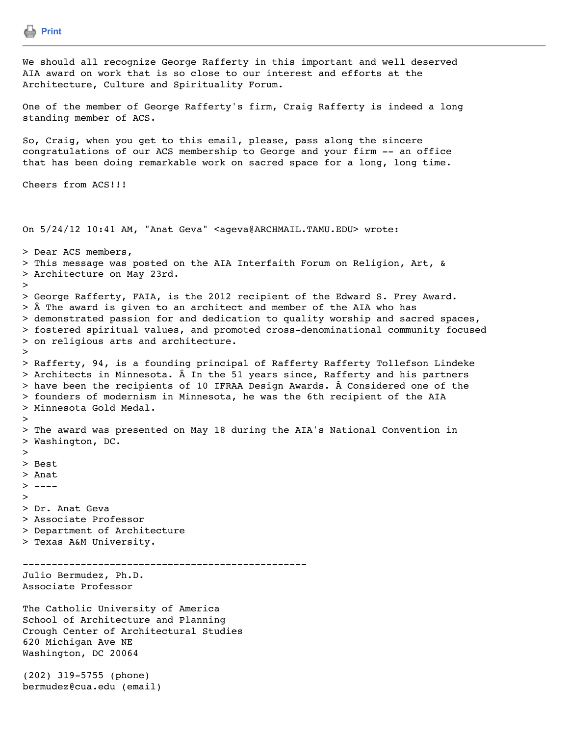Print

We should all recognize George Rafferty in this important and well deserved AIA award on work that is so close to our interest and efforts at the Architecture, Culture and Spirituality Forum.

One of the member of George Rafferty's firm, Craig Rafferty is indeed a long standing member of ACS.

So, Craig, when you get to this email, please, pass along the sincere congratulations of our ACS membership to George and your firm -- an office that has been doing remarkable work on sacred space for a long, long time.

Cheers from ACS!!!

On 5/24/12 10:41 AM, "Anat Geva" <ageva@ARCHMAIL.TAMU.EDU> wrote:

> Dear ACS members,
> This message was posted on the AIA Interfaith Forum on Religion, Art, & Architecture on May 23rd.
>
> George Rafferty, FAIA, is the 2012 recipient of the Edward S. Frey Award.
> Â The award is given to an architect and member of the AIA who has demonstrated passion for and dedication to quality worship and sacred spaces, fostered spiritual values, and promoted cross-denominational community focused on religious arts and architecture.
>
> Rafferty, 94, is a founding principal of Rafferty Rafferty Tollefson Lindeke Architects in Minnesota. Â In the 51 years since, Rafferty and his partners have been the recipients of 10 IFRAA Design Awards. Â Considered one of the founders of modernism in Minnesota, he was the 6th recipient of the AIA Minnesota Gold Medal.
>
> The award was presented on May 18 during the AIA's National Convention in Washington, DC.
>
> Best
> Anat
> ----
>
> Dr. Anat Geva
> Associate Professor
> Department of Architecture
> Texas A&M University.

-----------------------------------------------

Julio Bermudez, Ph.D.
Associate Professor

The Catholic University of America
School of Architecture and Planning
Crough Center of Architectural Studies
620 Michigan Ave NE
Washington, DC 20064

(202) 319-5755 (phone)
bermudez@cua.edu (email)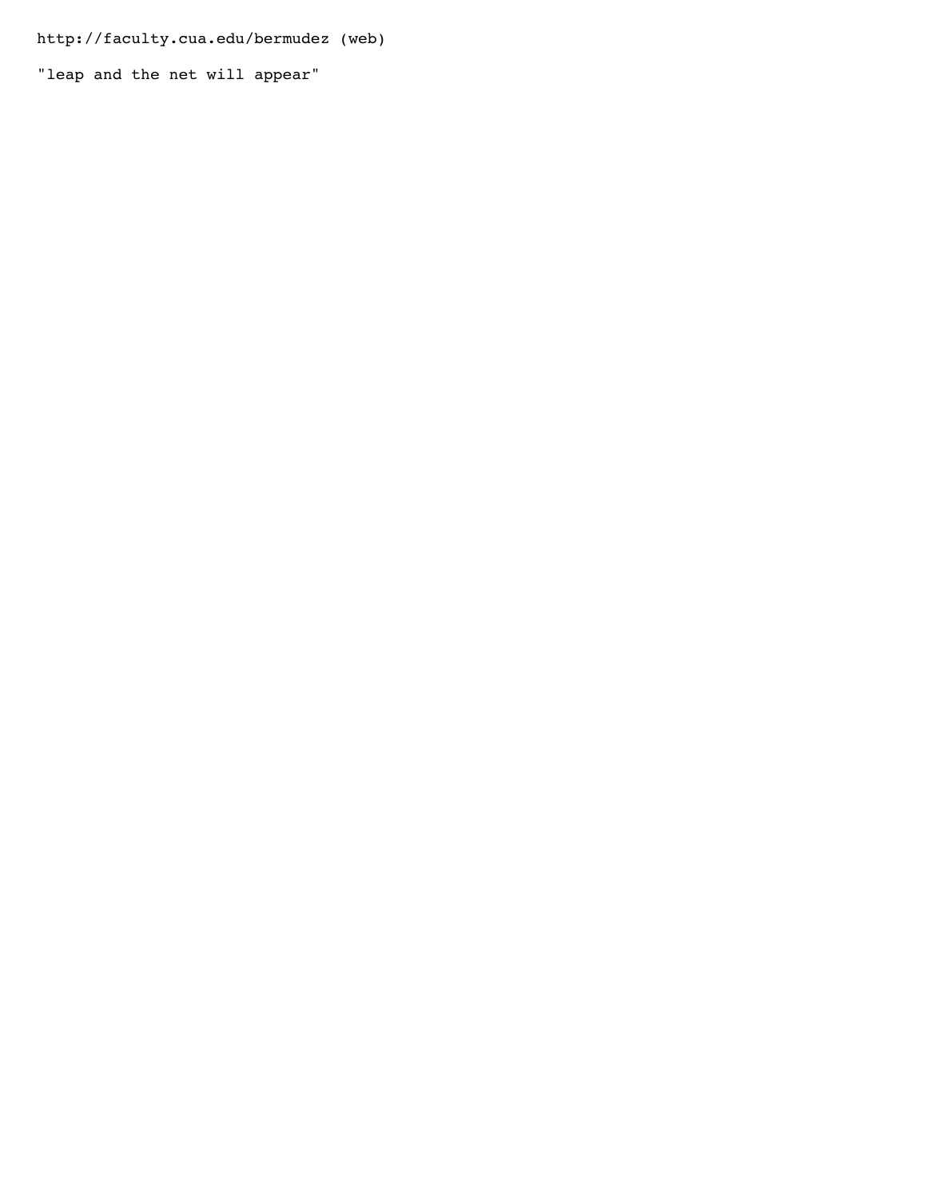http://faculty.cua.edu/bermudez (web)

"leap and the net will appear"